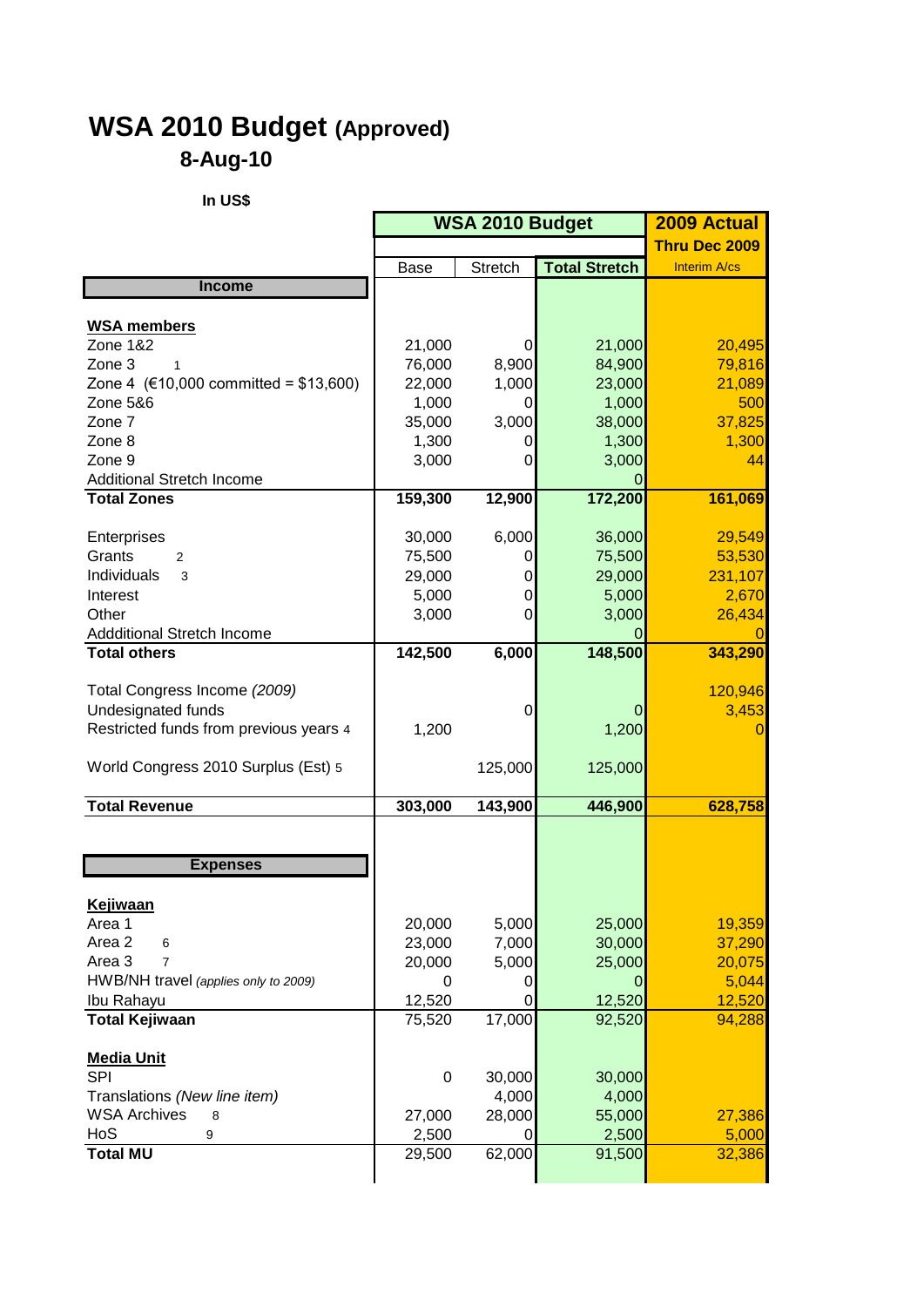# WSA 2010 Budget (Approved)

## 8-Aug-10

**In US$**

| | WSA 2010 Budget | | | 2009 Actual |
|---|---|---|---|---|
| | | | | Thru Dec 2009 |
| | Base | Stretch | Total Stretch | Interim A/cs |
| **Income** | | | | |
| **WSA members** | | | | |
| Zone 1&2 | 21,000 | 0 | 21,000 | 20,495 |
| Zone 3 [1] | 76,000 | 8,900 | 84,900 | 79,816 |
| Zone 4 (€10,000 committed = $13,600) | 22,000 | 1,000 | 23,000 | 21,089 |
| Zone 5&6 | 1,000 | 0 | 1,000 | 500 |
| Zone 7 | 35,000 | 3,000 | 38,000 | 37,825 |
| Zone 8 | 1,300 | 0 | 1,300 | 1,300 |
| Zone 9 | 3,000 | 0 | 3,000 | 44 |
| Additional Stretch Income | | | 0 | |
| **Total Zones** | **159,300** | **12,900** | **172,200** | **161,069** |
| Enterprises | 30,000 | 6,000 | 36,000 | 29,549 |
| Grants [2] | 75,500 | 0 | 75,500 | 53,530 |
| Individuals [3] | 29,000 | 0 | 29,000 | 231,107 |
| Interest | 5,000 | 0 | 5,000 | 2,670 |
| Other | 3,000 | 0 | 3,000 | 26,434 |
| Addditional Stretch Income | | | 0 | 0 |
| **Total others** | **142,500** | **6,000** | **148,500** | **343,290** |
| Total Congress Income *(2009)* | | | | 120,946 |
| Undesignated funds | | 0 | 0 | 3,453 |
| Restricted funds from previous years [4] | 1,200 | | 1,200 | 0 |
| World Congress 2010 Surplus (Est) [5] | | 125,000 | 125,000 | |
| **Total Revenue** | **303,000** | **143,900** | **446,900** | **628,758** |
| **Expenses** | | | | |
| **Kejiwaan** | | | | |
| Area 1 | 20,000 | 5,000 | 25,000 | 19,359 |
| Area 2 [6] | 23,000 | 7,000 | 30,000 | 37,290 |
| Area 3 [7] | 20,000 | 5,000 | 25,000 | 20,075 |
| HWB/NH travel *(applies only to 2009)* | 0 | 0 | 0 | 5,044 |
| Ibu Rahayu | 12,520 | 0 | 12,520 | 12,520 |
| **Total Kejiwaan** | 75,520 | 17,000 | 92,520 | 94,288 |
| **Media Unit** | | | | |
| SPI | 0 | 30,000 | 30,000 | |
| Translations *(New line item)* | | 4,000 | 4,000 | |
| WSA Archives [8] | 27,000 | 28,000 | 55,000 | 27,386 |
| HoS [9] | 2,500 | 0 | 2,500 | 5,000 |
| **Total MU** | 29,500 | 62,000 | 91,500 | 32,386 |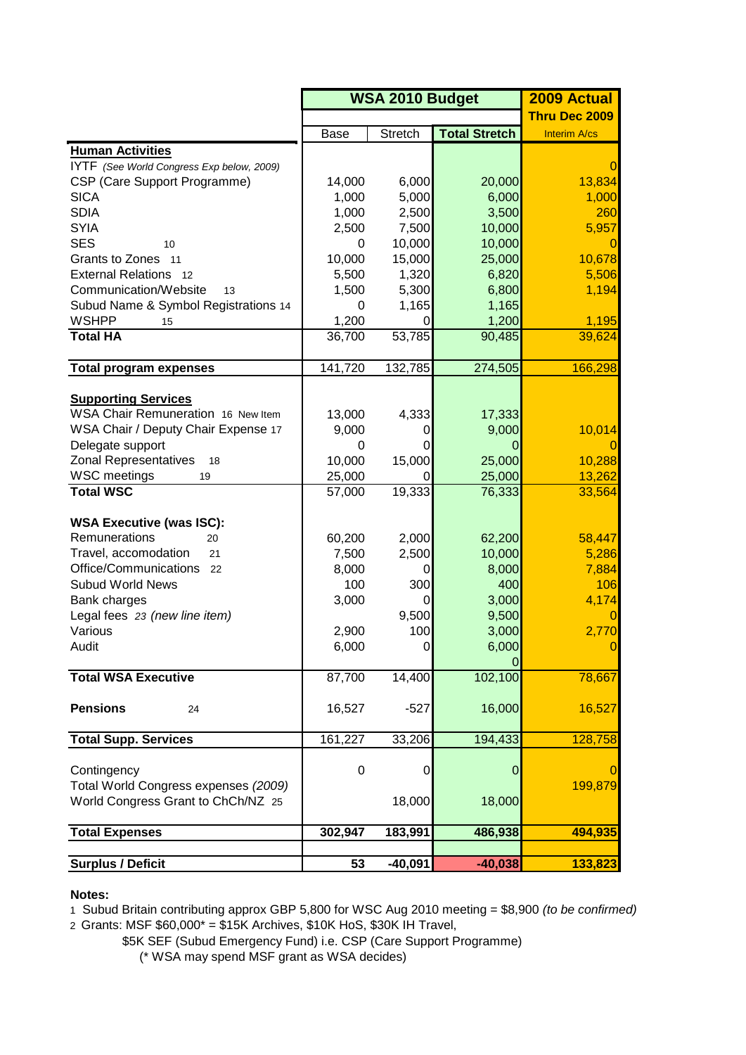| | WSA 2010 Budget | | | 2009 Actual |
|---|---|---|---|---|
| | | | | Thru Dec 2009 |
| | Base | Stretch | Total Stretch | Interim A/cs |
| **Human Activities** | | | | |
| IYTF *(See World Congress Exp below, 2009)* | | | | 0 |
| CSP (Care Support Programme) | 14,000 | 6,000 | 20,000 | 13,834 |
| SICA | 1,000 | 5,000 | 6,000 | 1,000 |
| SDIA | 1,000 | 2,500 | 3,500 | 260 |
| SYIA | 2,500 | 7,500 | 10,000 | 5,957 |
| SES 10 | 0 | 10,000 | 10,000 | 0 |
| Grants to Zones 11 | 10,000 | 15,000 | 25,000 | 10,678 |
| External Relations 12 | 5,500 | 1,320 | 6,820 | 5,506 |
| Communication/Website 13 | 1,500 | 5,300 | 6,800 | 1,194 |
| Subud Name & Symbol Registrations 14 | 0 | 1,165 | 1,165 | |
| WSHPP 15 | 1,200 | 0 | 1,200 | 1,195 |
| **Total HA** | 36,700 | 53,785 | 90,485 | 39,624 |
| | | | | |
| **Total program expenses** | 141,720 | 132,785 | 274,505 | 166,298 |
| | | | | |
| **Supporting Services** | | | | |
| WSA Chair Remuneration 16 New Item | 13,000 | 4,333 | 17,333 | |
| WSA Chair / Deputy Chair Expense 17 | 9,000 | 0 | 9,000 | 10,014 |
| Delegate support | 0 | 0 | 0 | 0 |
| Zonal Representatives 18 | 10,000 | 15,000 | 25,000 | 10,288 |
| WSC meetings 19 | 25,000 | 0 | 25,000 | 13,262 |
| **Total WSC** | 57,000 | 19,333 | 76,333 | 33,564 |
| | | | | |
| **WSA Executive (was ISC):** | | | | |
| Remunerations 20 | 60,200 | 2,000 | 62,200 | 58,447 |
| Travel, accomodation 21 | 7,500 | 2,500 | 10,000 | 5,286 |
| Office/Communications 22 | 8,000 | 0 | 8,000 | 7,884 |
| Subud World News | 100 | 300 | 400 | 106 |
| Bank charges | 3,000 | 0 | 3,000 | 4,174 |
| Legal fees 23 *(new line item)* | | 9,500 | 9,500 | 0 |
| Various | 2,900 | 100 | 3,000 | 2,770 |
| Audit | 6,000 | 0 | 6,000 | 0 |
| | | | 0 | |
| **Total WSA Executive** | 87,700 | 14,400 | 102,100 | 78,667 |
| | | | | |
| **Pensions** 24 | 16,527 | -527 | 16,000 | 16,527 |
| | | | | |
| **Total Supp. Services** | 161,227 | 33,206 | 194,433 | 128,758 |
| | | | | |
| Contingency | 0 | 0 | 0 | 0 |
| Total World Congress expenses *(2009)* | | | | 199,879 |
| World Congress Grant to ChCh/NZ 25 | | 18,000 | 18,000 | |
| | | | | |
| **Total Expenses** | **302,947** | **183,991** | **486,938** | **494,935** |
| | | | | |
| **Surplus / Deficit** | **53** | **-40,091** | **-40,038** | **133,823** |

**Notes:**

1 Subud Britain contributing approx GBP 5,800 for WSC Aug 2010 meeting = $8,900 *(to be confirmed)*

2 Grants: MSF $60,000* = $15K Archives, $10K HoS, $30K IH Travel,
$5K SEF (Subud Emergency Fund) i.e. CSP (Care Support Programme)
(* WSA may spend MSF grant as WSA decides)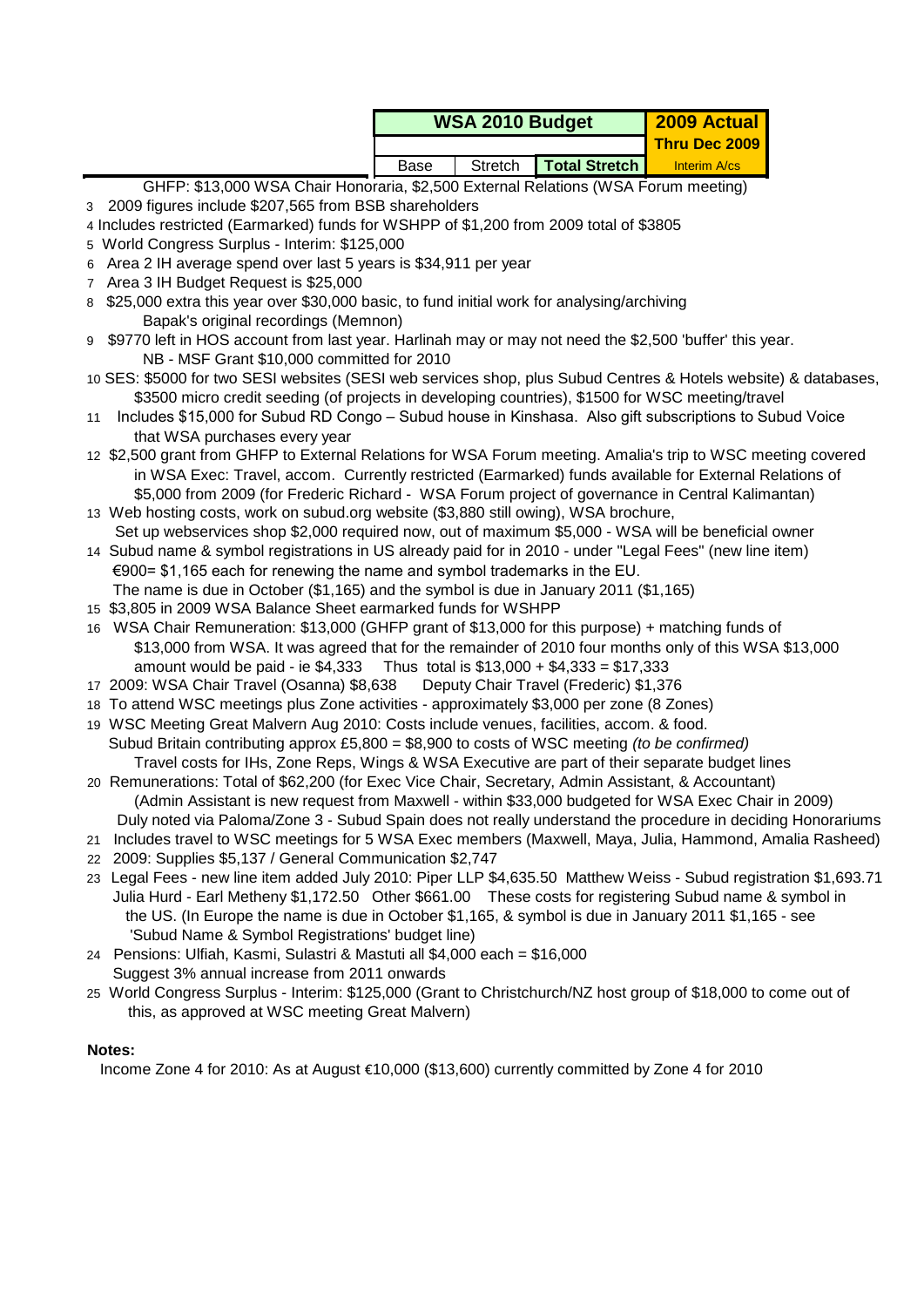| WSA 2010 Budget | | | 2009 Actual |
| --- | --- | --- | --- |
| | | | Thru Dec 2009 |
| Base | Stretch | Total Stretch | Interim A/cs |

GHFP: $13,000 WSA Chair Honoraria, $2,500 External Relations (WSA Forum meeting)

3 2009 figures include $207,565 from BSB shareholders

4 Includes restricted (Earmarked) funds for WSHPP of $1,200 from 2009 total of $3805

5 World Congress Surplus - Interim: $125,000

6 Area 2 IH average spend over last 5 years is $34,911 per year

7 Area 3 IH Budget Request is $25,000

8 $25,000 extra this year over $30,000 basic, to fund initial work for analysing/archiving Bapak's original recordings (Memnon)

9 $9770 left in HOS account from last year. Harlinah may or may not need the $2,500 'buffer' this year. NB - MSF Grant $10,000 committed for 2010

10 SES: $5000 for two SESI websites (SESI web services shop, plus Subud Centres & Hotels website) & databases, $3500 micro credit seeding (of projects in developing countries), $1500 for WSC meeting/travel

11 Includes $15,000 for Subud RD Congo – Subud house in Kinshasa. Also gift subscriptions to Subud Voice that WSA purchases every year

12 $2,500 grant from GHFP to External Relations for WSA Forum meeting. Amalia's trip to WSC meeting covered in WSA Exec: Travel, accom. Currently restricted (Earmarked) funds available for External Relations of $5,000 from 2009 (for Frederic Richard - WSA Forum project of governance in Central Kalimantan)

13 Web hosting costs, work on subud.org website ($3,880 still owing), WSA brochure, Set up webservices shop $2,000 required now, out of maximum $5,000 - WSA will be beneficial owner

14 Subud name & symbol registrations in US already paid for in 2010 - under "Legal Fees" (new line item) €900= $1,165 each for renewing the name and symbol trademarks in the EU. The name is due in October ($1,165) and the symbol is due in January 2011 ($1,165)

15 $3,805 in 2009 WSA Balance Sheet earmarked funds for WSHPP

16 WSA Chair Remuneration: $13,000 (GHFP grant of $13,000 for this purpose) + matching funds of $13,000 from WSA. It was agreed that for the remainder of 2010 four months only of this WSA $13,000 amount would be paid - ie $4,333 Thus total is $13,000 + $4,333 = $17,333

17 2009: WSA Chair Travel (Osanna) $8,638 Deputy Chair Travel (Frederic) $1,376

18 To attend WSC meetings plus Zone activities - approximately $3,000 per zone (8 Zones)

19 WSC Meeting Great Malvern Aug 2010: Costs include venues, facilities, accom. & food. Subud Britain contributing approx £5,800 = $8,900 to costs of WSC meeting *(to be confirmed)* Travel costs for IHs, Zone Reps, Wings & WSA Executive are part of their separate budget lines

20 Remunerations: Total of $62,200 (for Exec Vice Chair, Secretary, Admin Assistant, & Accountant) (Admin Assistant is new request from Maxwell - within $33,000 budgeted for WSA Exec Chair in 2009) Duly noted via Paloma/Zone 3 - Subud Spain does not really understand the procedure in deciding Honorariums

21 Includes travel to WSC meetings for 5 WSA Exec members (Maxwell, Maya, Julia, Hammond, Amalia Rasheed)

22 2009: Supplies $5,137 / General Communication $2,747

23 Legal Fees - new line item added July 2010: Piper LLP $4,635.50 Matthew Weiss - Subud registration $1,693.71 Julia Hurd - Earl Metheny $1,172.50 Other $661.00 These costs for registering Subud name & symbol in the US. (In Europe the name is due in October $1,165, & symbol is due in January 2011 $1,165 - see 'Subud Name & Symbol Registrations' budget line)

24 Pensions: Ulfiah, Kasmi, Sulastri & Mastuti all $4,000 each = $16,000 Suggest 3% annual increase from 2011 onwards

25 World Congress Surplus - Interim: $125,000 (Grant to Christchurch/NZ host group of $18,000 to come out of this, as approved at WSC meeting Great Malvern)

**Notes:**

Income Zone 4 for 2010: As at August €10,000 ($13,600) currently committed by Zone 4 for 2010